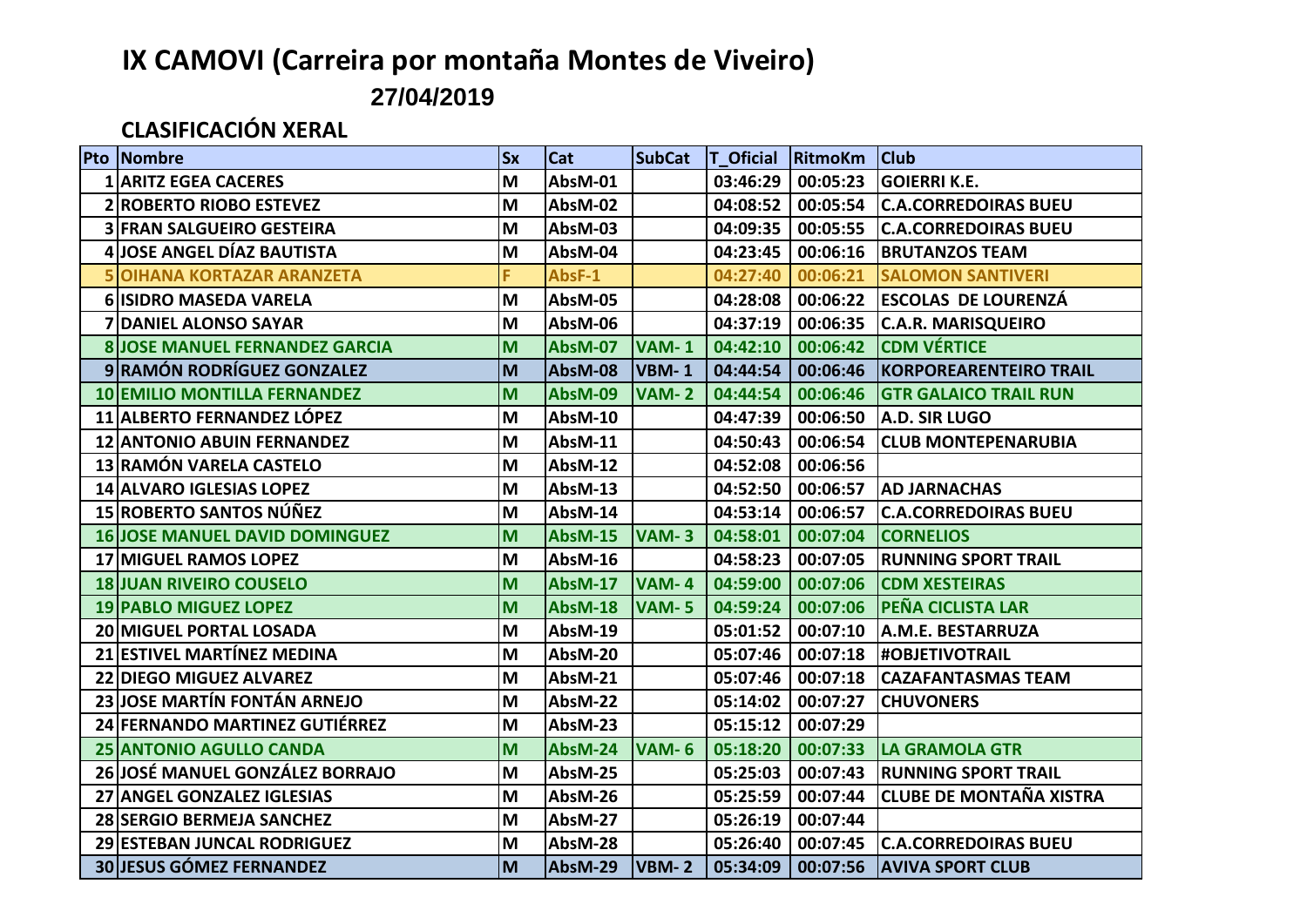# IX CAMOVI (Carreira por montaña Montes de Viveiro)

**27/04/2019**

## CLASIFICACIÓN XERAL

| Pto | Nombre | Sx | Cat | SubCat | T_Oficial | RitmoKm | Club |
|---|---|---|---|---|---|---|---|
| 1 | ARITZ EGEA CACERES | M | AbsM-01 | | 03:46:29 | 00:05:23 | GOIERRI K.E. |
| 2 | ROBERTO RIOBO ESTEVEZ | M | AbsM-02 | | 04:08:52 | 00:05:54 | C.A.CORREDOIRAS BUEU |
| 3 | FRAN SALGUEIRO GESTEIRA | M | AbsM-03 | | 04:09:35 | 00:05:55 | C.A.CORREDOIRAS BUEU |
| 4 | JOSE ANGEL DÍAZ BAUTISTA | M | AbsM-04 | | 04:23:45 | 00:06:16 | BRUTANZOS TEAM |
| 5 | OIHANA KORTAZAR ARANZETA | F | AbsF-1 | | 04:27:40 | 00:06:21 | SALOMON SANTIVERI |
| 6 | ISIDRO MASEDA VARELA | M | AbsM-05 | | 04:28:08 | 00:06:22 | ESCOLAS DE LOURENZÁ |
| 7 | DANIEL ALONSO SAYAR | M | AbsM-06 | | 04:37:19 | 00:06:35 | C.A.R. MARISQUEIRO |
| 8 | JOSE MANUEL FERNANDEZ GARCIA | M | AbsM-07 | VAM- 1 | 04:42:10 | 00:06:42 | CDM VÉRTICE |
| 9 | RAMÓN RODRÍGUEZ GONZALEZ | M | AbsM-08 | VBM- 1 | 04:44:54 | 00:06:46 | KORPOREARENTEIRO TRAIL |
| 10 | EMILIO MONTILLA FERNANDEZ | M | AbsM-09 | VAM- 2 | 04:44:54 | 00:06:46 | GTR GALAICO TRAIL RUN |
| 11 | ALBERTO FERNANDEZ LÓPEZ | M | AbsM-10 | | 04:47:39 | 00:06:50 | A.D. SIR LUGO |
| 12 | ANTONIO ABUIN FERNANDEZ | M | AbsM-11 | | 04:50:43 | 00:06:54 | CLUB MONTEPENARUBIA |
| 13 | RAMÓN VARELA CASTELO | M | AbsM-12 | | 04:52:08 | 00:06:56 | |
| 14 | ALVARO IGLESIAS LOPEZ | M | AbsM-13 | | 04:52:50 | 00:06:57 | AD JARNACHAS |
| 15 | ROBERTO SANTOS NÚÑEZ | M | AbsM-14 | | 04:53:14 | 00:06:57 | C.A.CORREDOIRAS BUEU |
| 16 | JOSE MANUEL DAVID DOMINGUEZ | M | AbsM-15 | VAM- 3 | 04:58:01 | 00:07:04 | CORNELIOS |
| 17 | MIGUEL RAMOS LOPEZ | M | AbsM-16 | | 04:58:23 | 00:07:05 | RUNNING SPORT TRAIL |
| 18 | JUAN RIVEIRO COUSELO | M | AbsM-17 | VAM- 4 | 04:59:00 | 00:07:06 | CDM XESTEIRAS |
| 19 | PABLO MIGUEZ LOPEZ | M | AbsM-18 | VAM- 5 | 04:59:24 | 00:07:06 | PEÑA CICLISTA LAR |
| 20 | MIGUEL PORTAL LOSADA | M | AbsM-19 | | 05:01:52 | 00:07:10 | A.M.E. BESTARRUZA |
| 21 | ESTIVEL MARTÍNEZ MEDINA | M | AbsM-20 | | 05:07:46 | 00:07:18 | #OBJETIVOTRAIL |
| 22 | DIEGO MIGUEZ ALVAREZ | M | AbsM-21 | | 05:07:46 | 00:07:18 | CAZAFANTASMAS TEAM |
| 23 | JOSE MARTÍN FONTÁN ARNEJO | M | AbsM-22 | | 05:14:02 | 00:07:27 | CHUVONERS |
| 24 | FERNANDO MARTINEZ GUTIÉRREZ | M | AbsM-23 | | 05:15:12 | 00:07:29 | |
| 25 | ANTONIO AGULLO CANDA | M | AbsM-24 | VAM- 6 | 05:18:20 | 00:07:33 | LA GRAMOLA GTR |
| 26 | JOSÉ MANUEL GONZÁLEZ BORRAJO | M | AbsM-25 | | 05:25:03 | 00:07:43 | RUNNING SPORT TRAIL |
| 27 | ANGEL GONZALEZ IGLESIAS | M | AbsM-26 | | 05:25:59 | 00:07:44 | CLUBE DE MONTAÑA XISTRA |
| 28 | SERGIO BERMEJA SANCHEZ | M | AbsM-27 | | 05:26:19 | 00:07:44 | |
| 29 | ESTEBAN JUNCAL RODRIGUEZ | M | AbsM-28 | | 05:26:40 | 00:07:45 | C.A.CORREDOIRAS BUEU |
| 30 | JESUS GÓMEZ FERNANDEZ | M | AbsM-29 | VBM- 2 | 05:34:09 | 00:07:56 | AVIVA SPORT CLUB |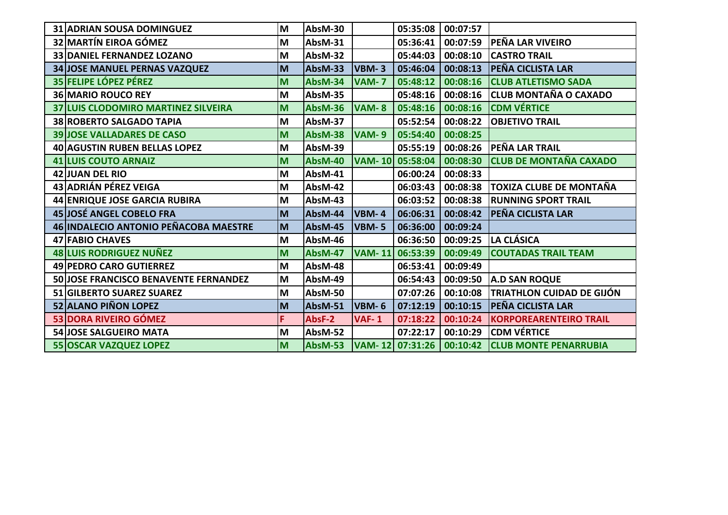| | | | | | | | |
|---|---|---|---|---|---|---|---|
| 31 | ADRIAN SOUSA DOMINGUEZ | M | AbsM-30 | | 05:35:08 | 00:07:57 | |
| 32 | MARTÍN EIROA GÓMEZ | M | AbsM-31 | | 05:36:41 | 00:07:59 | PEÑA LAR VIVEIRO |
| 33 | DANIEL FERNANDEZ LOZANO | M | AbsM-32 | | 05:44:03 | 00:08:10 | CASTRO TRAIL |
| 34 | JOSE MANUEL PERNAS VAZQUEZ | M | AbsM-33 | VBM- 3 | 05:46:04 | 00:08:13 | PEÑA CICLISTA LAR |
| 35 | FELIPE LÓPEZ PÉREZ | M | AbsM-34 | VAM- 7 | 05:48:12 | 00:08:16 | CLUB ATLETISMO SADA |
| 36 | MARIO ROUCO REY | M | AbsM-35 | | 05:48:16 | 00:08:16 | CLUB MONTAÑA O CAXADO |
| 37 | LUIS CLODOMIRO MARTINEZ SILVEIRA | M | AbsM-36 | VAM- 8 | 05:48:16 | 00:08:16 | CDM VÉRTICE |
| 38 | ROBERTO SALGADO TAPIA | M | AbsM-37 | | 05:52:54 | 00:08:22 | OBJETIVO TRAIL |
| 39 | JOSE VALLADARES DE CASO | M | AbsM-38 | VAM- 9 | 05:54:40 | 00:08:25 | |
| 40 | AGUSTIN RUBEN BELLAS LOPEZ | M | AbsM-39 | | 05:55:19 | 00:08:26 | PEÑA LAR TRAIL |
| 41 | LUIS COUTO ARNAIZ | M | AbsM-40 | VAM- 10 | 05:58:04 | 00:08:30 | CLUB DE MONTAÑA CAXADO |
| 42 | JUAN DEL RIO | M | AbsM-41 | | 06:00:24 | 00:08:33 | |
| 43 | ADRIÁN PÉREZ VEIGA | M | AbsM-42 | | 06:03:43 | 00:08:38 | TOXIZA CLUBE DE MONTAÑA |
| 44 | ENRIQUE JOSE GARCIA RUBIRA | M | AbsM-43 | | 06:03:52 | 00:08:38 | RUNNING SPORT TRAIL |
| 45 | JOSÉ ANGEL COBELO FRA | M | AbsM-44 | VBM- 4 | 06:06:31 | 00:08:42 | PEÑA CICLISTA LAR |
| 46 | INDALECIO ANTONIO PEÑACOBA MAESTRE | M | AbsM-45 | VBM- 5 | 06:36:00 | 00:09:24 | |
| 47 | FABIO CHAVES | M | AbsM-46 | | 06:36:50 | 00:09:25 | LA CLÁSICA |
| 48 | LUIS RODRIGUEZ NUÑEZ | M | AbsM-47 | VAM- 11 | 06:53:39 | 00:09:49 | COUTADAS TRAIL TEAM |
| 49 | PEDRO CARO GUTIERREZ | M | AbsM-48 | | 06:53:41 | 00:09:49 | |
| 50 | JOSE FRANCISCO BENAVENTE FERNANDEZ | M | AbsM-49 | | 06:54:43 | 00:09:50 | A.D SAN ROQUE |
| 51 | GILBERTO SUAREZ SUAREZ | M | AbsM-50 | | 07:07:26 | 00:10:08 | TRIATHLON CUIDAD DE GIJÓN |
| 52 | ALANO PIÑON LOPEZ | M | AbsM-51 | VBM- 6 | 07:12:19 | 00:10:15 | PEÑA CICLISTA LAR |
| 53 | DORA RIVEIRO GÓMEZ | F | AbsF-2 | VAF- 1 | 07:18:22 | 00:10:24 | KORPOREARENTEIRO TRAIL |
| 54 | JOSE SALGUEIRO MATA | M | AbsM-52 | | 07:22:17 | 00:10:29 | CDM VÉRTICE |
| 55 | OSCAR VAZQUEZ LOPEZ | M | AbsM-53 | VAM- 12 | 07:31:26 | 00:10:42 | CLUB MONTE PENARRUBIA |